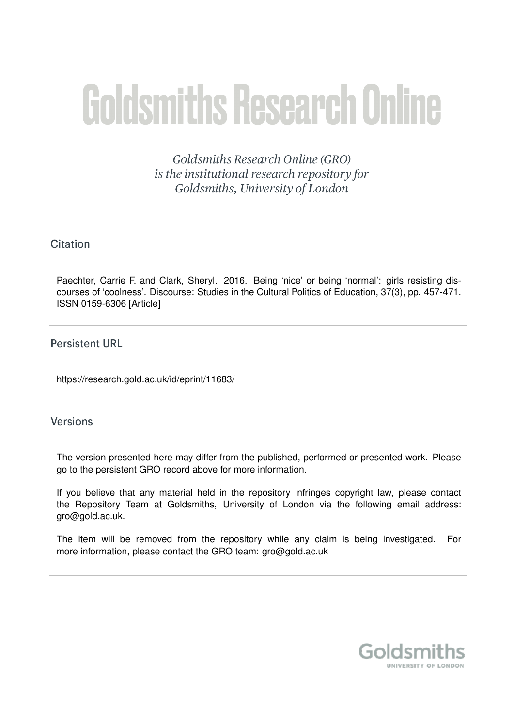# Goldsmiths Research Online

*Goldsmiths Research Online (GRO) is the institutional research repository for Goldsmiths, University of London*

## Citation

Paechter, Carrie F. and Clark, Sheryl. 2016. Being 'nice' or being 'normal': girls resisting discourses of 'coolness'. Discourse: Studies in the Cultural Politics of Education, 37(3), pp. 457-471. ISSN 0159-6306 [Article]

## Persistent URL

https://research.gold.ac.uk/id/eprint/11683/

## Versions

The version presented here may differ from the published, performed or presented work. Please go to the persistent GRO record above for more information.

If you believe that any material held in the repository infringes copyright law, please contact the Repository Team at Goldsmiths, University of London via the following email address: gro@gold.ac.uk.

The item will be removed from the repository while any claim is being investigated. For more information, please contact the GRO team: gro@gold.ac.uk

Goldsmiths
UNIVERSITY OF LONDON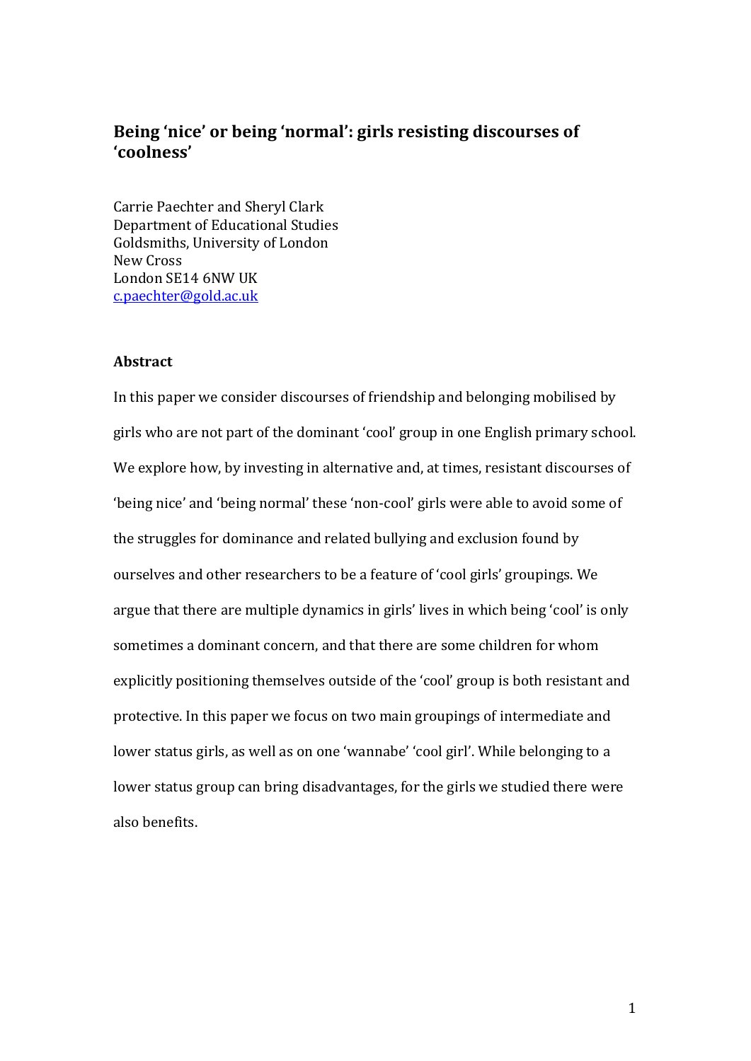# Being 'nice' or being 'normal': girls resisting discourses of 'coolness'

Carrie Paechter and Sheryl Clark
Department of Educational Studies
Goldsmiths, University of London
New Cross
London SE14 6NW UK
c.paechter@gold.ac.uk

### Abstract

In this paper we consider discourses of friendship and belonging mobilised by girls who are not part of the dominant 'cool' group in one English primary school. We explore how, by investing in alternative and, at times, resistant discourses of 'being nice' and 'being normal' these 'non-cool' girls were able to avoid some of the struggles for dominance and related bullying and exclusion found by ourselves and other researchers to be a feature of 'cool girls' groupings. We argue that there are multiple dynamics in girls' lives in which being 'cool' is only sometimes a dominant concern, and that there are some children for whom explicitly positioning themselves outside of the 'cool' group is both resistant and protective. In this paper we focus on two main groupings of intermediate and lower status girls, as well as on one 'wannabe' 'cool girl'. While belonging to a lower status group can bring disadvantages, for the girls we studied there were also benefits.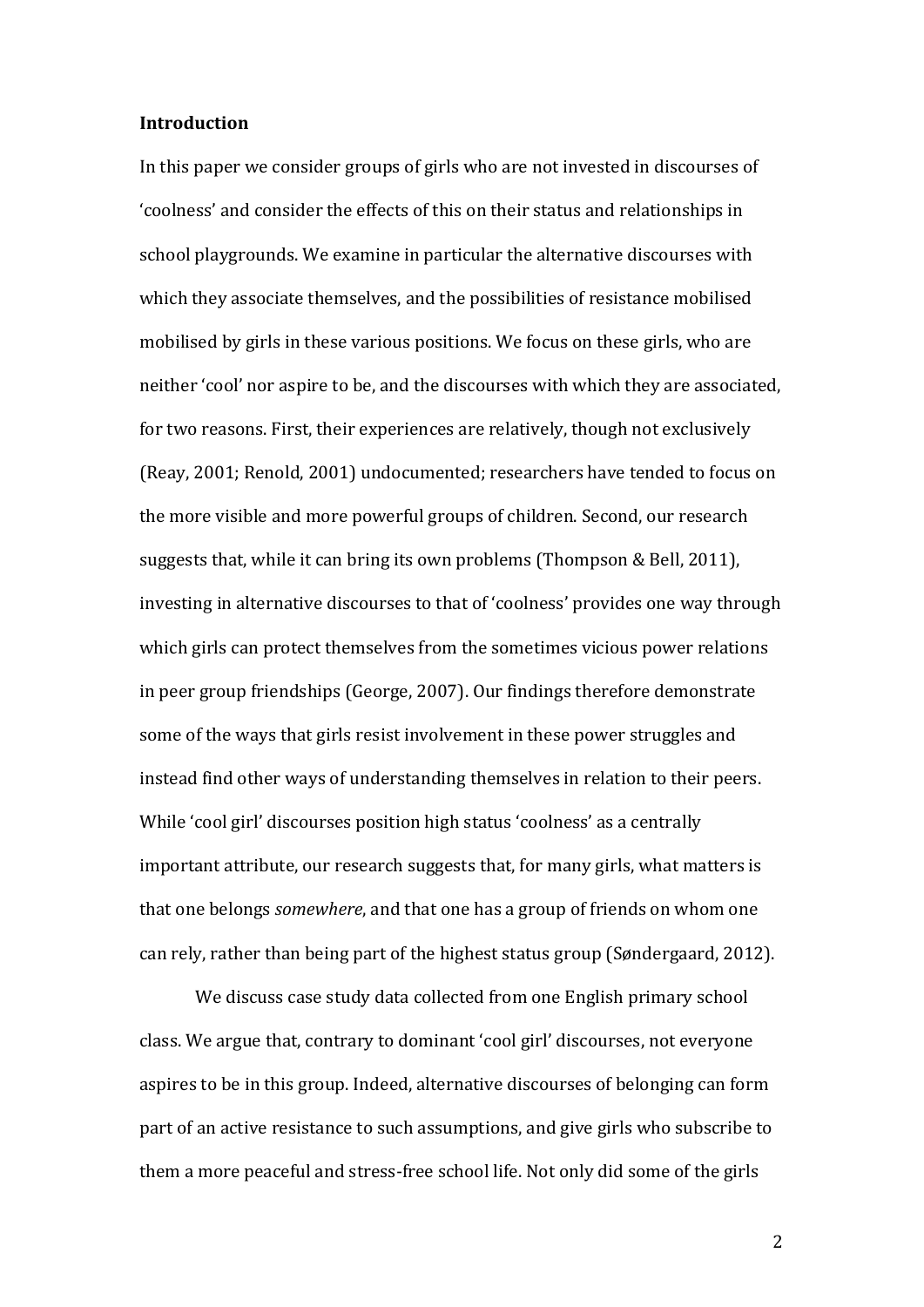**Introduction**

In this paper we consider groups of girls who are not invested in discourses of 'coolness' and consider the effects of this on their status and relationships in school playgrounds. We examine in particular the alternative discourses with which they associate themselves, and the possibilities of resistance mobilised mobilised by girls in these various positions. We focus on these girls, who are neither 'cool' nor aspire to be, and the discourses with which they are associated, for two reasons. First, their experiences are relatively, though not exclusively (Reay, 2001; Renold, 2001) undocumented; researchers have tended to focus on the more visible and more powerful groups of children. Second, our research suggests that, while it can bring its own problems (Thompson & Bell, 2011), investing in alternative discourses to that of 'coolness' provides one way through which girls can protect themselves from the sometimes vicious power relations in peer group friendships (George, 2007). Our findings therefore demonstrate some of the ways that girls resist involvement in these power struggles and instead find other ways of understanding themselves in relation to their peers. While 'cool girl' discourses position high status 'coolness' as a centrally important attribute, our research suggests that, for many girls, what matters is that one belongs *somewhere*, and that one has a group of friends on whom one can rely, rather than being part of the highest status group (Søndergaard, 2012).

We discuss case study data collected from one English primary school class. We argue that, contrary to dominant 'cool girl' discourses, not everyone aspires to be in this group. Indeed, alternative discourses of belonging can form part of an active resistance to such assumptions, and give girls who subscribe to them a more peaceful and stress-free school life. Not only did some of the girls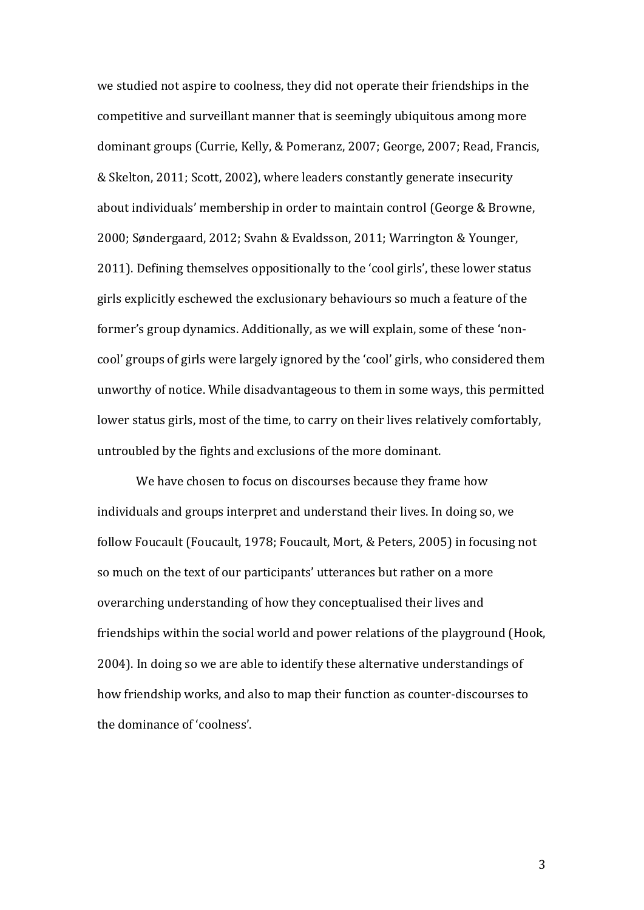we studied not aspire to coolness, they did not operate their friendships in the competitive and surveillant manner that is seemingly ubiquitous among more dominant groups (Currie, Kelly, & Pomeranz, 2007; George, 2007; Read, Francis, & Skelton, 2011; Scott, 2002), where leaders constantly generate insecurity about individuals' membership in order to maintain control (George & Browne, 2000; Søndergaard, 2012; Svahn & Evaldsson, 2011; Warrington & Younger, 2011). Defining themselves oppositionally to the 'cool girls', these lower status girls explicitly eschewed the exclusionary behaviours so much a feature of the former's group dynamics. Additionally, as we will explain, some of these 'non-cool' groups of girls were largely ignored by the 'cool' girls, who considered them unworthy of notice. While disadvantageous to them in some ways, this permitted lower status girls, most of the time, to carry on their lives relatively comfortably, untroubled by the fights and exclusions of the more dominant.

We have chosen to focus on discourses because they frame how individuals and groups interpret and understand their lives. In doing so, we follow Foucault (Foucault, 1978; Foucault, Mort, & Peters, 2005) in focusing not so much on the text of our participants' utterances but rather on a more overarching understanding of how they conceptualised their lives and friendships within the social world and power relations of the playground (Hook, 2004). In doing so we are able to identify these alternative understandings of how friendship works, and also to map their function as counter-discourses to the dominance of 'coolness'.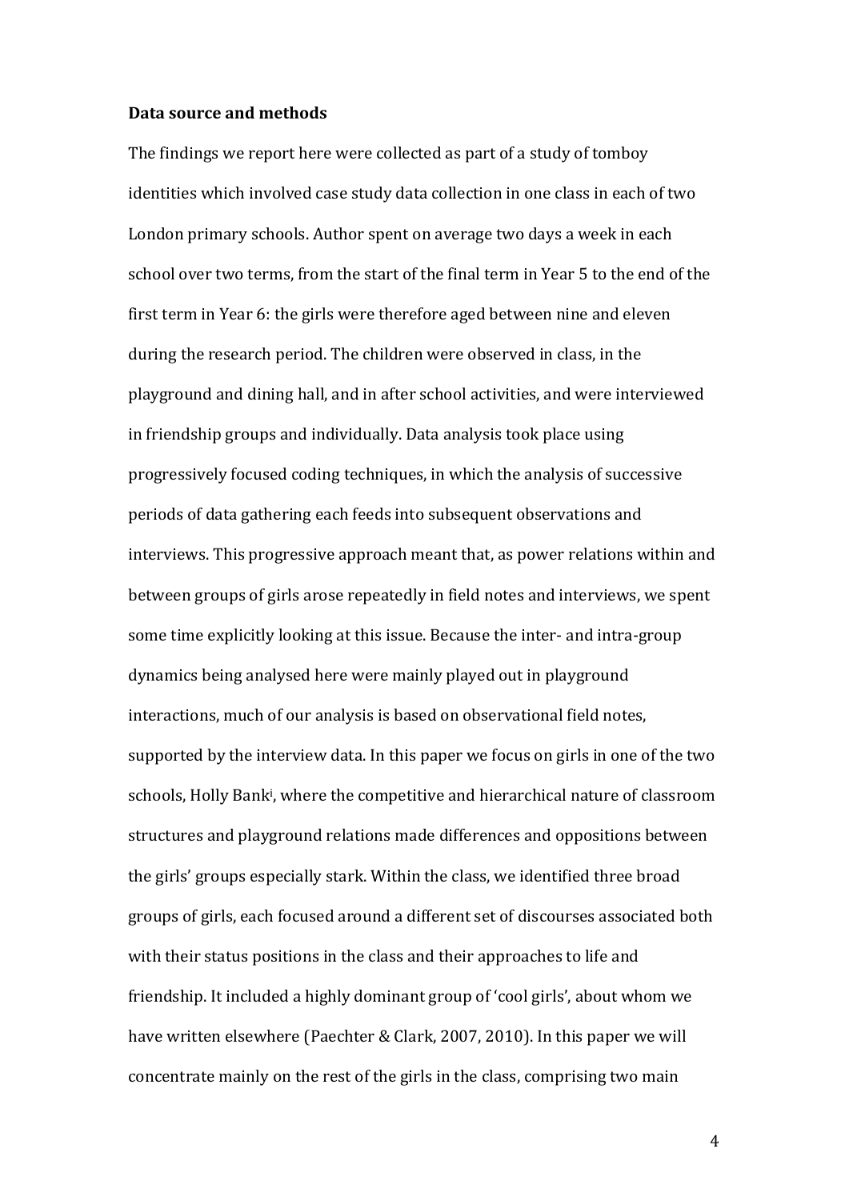**Data source and methods**

The findings we report here were collected as part of a study of tomboy identities which involved case study data collection in one class in each of two London primary schools. Author spent on average two days a week in each school over two terms, from the start of the final term in Year 5 to the end of the first term in Year 6: the girls were therefore aged between nine and eleven during the research period. The children were observed in class, in the playground and dining hall, and in after school activities, and were interviewed in friendship groups and individually. Data analysis took place using progressively focused coding techniques, in which the analysis of successive periods of data gathering each feeds into subsequent observations and interviews. This progressive approach meant that, as power relations within and between groups of girls arose repeatedly in field notes and interviews, we spent some time explicitly looking at this issue. Because the inter- and intra-group dynamics being analysed here were mainly played out in playground interactions, much of our analysis is based on observational field notes, supported by the interview data. In this paper we focus on girls in one of the two schools, Holly Bank[i], where the competitive and hierarchical nature of classroom structures and playground relations made differences and oppositions between the girls' groups especially stark. Within the class, we identified three broad groups of girls, each focused around a different set of discourses associated both with their status positions in the class and their approaches to life and friendship. It included a highly dominant group of 'cool girls', about whom we have written elsewhere (Paechter & Clark, 2007, 2010). In this paper we will concentrate mainly on the rest of the girls in the class, comprising two main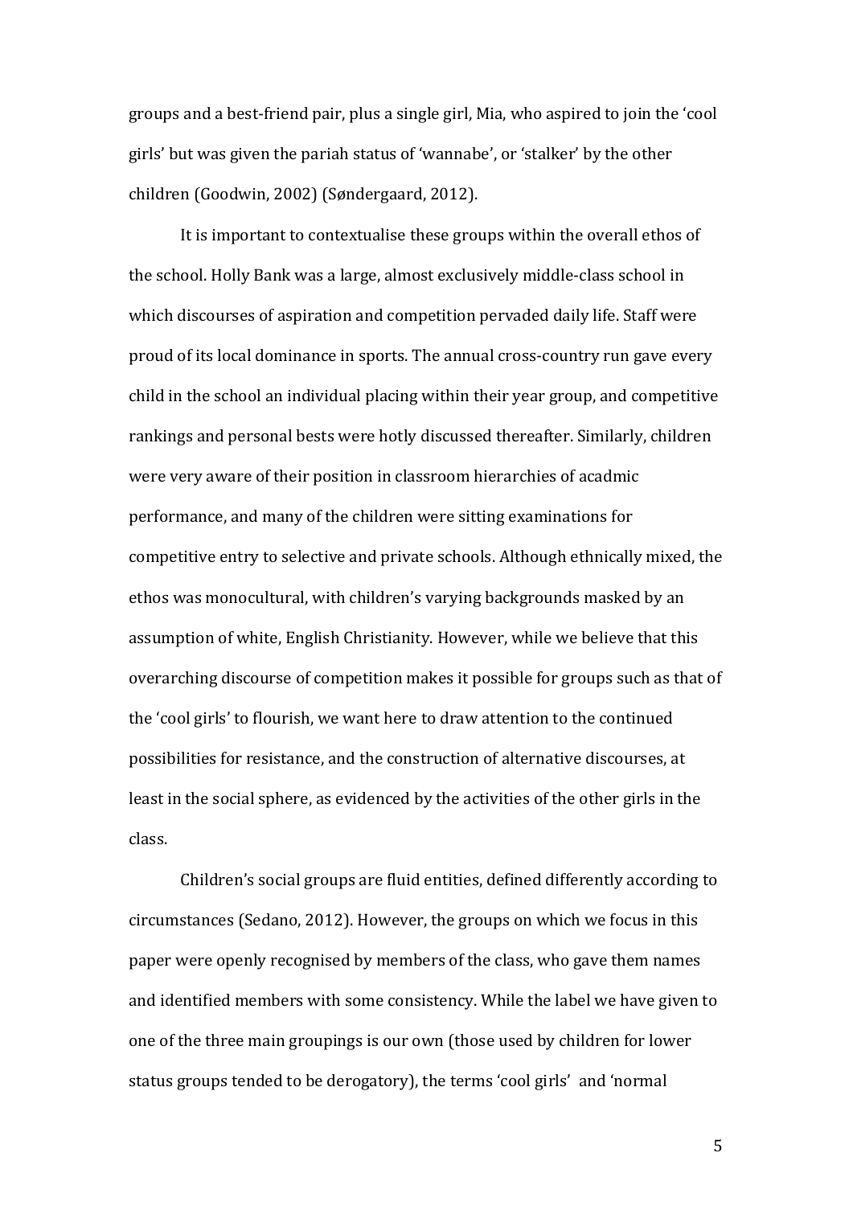groups and a best-friend pair, plus a single girl, Mia, who aspired to join the 'cool girls' but was given the pariah status of 'wannabe', or 'stalker' by the other children (Goodwin, 2002) (Søndergaard, 2012).

It is important to contextualise these groups within the overall ethos of the school. Holly Bank was a large, almost exclusively middle-class school in which discourses of aspiration and competition pervaded daily life. Staff were proud of its local dominance in sports. The annual cross-country run gave every child in the school an individual placing within their year group, and competitive rankings and personal bests were hotly discussed thereafter. Similarly, children were very aware of their position in classroom hierarchies of acadmic performance, and many of the children were sitting examinations for competitive entry to selective and private schools. Although ethnically mixed, the ethos was monocultural, with children's varying backgrounds masked by an assumption of white, English Christianity. However, while we believe that this overarching discourse of competition makes it possible for groups such as that of the 'cool girls' to flourish, we want here to draw attention to the continued possibilities for resistance, and the construction of alternative discourses, at least in the social sphere, as evidenced by the activities of the other girls in the class.

Children's social groups are fluid entities, defined differently according to circumstances (Sedano, 2012). However, the groups on which we focus in this paper were openly recognised by members of the class, who gave them names and identified members with some consistency. While the label we have given to one of the three main groupings is our own (those used by children for lower status groups tended to be derogatory), the terms 'cool girls' and 'normal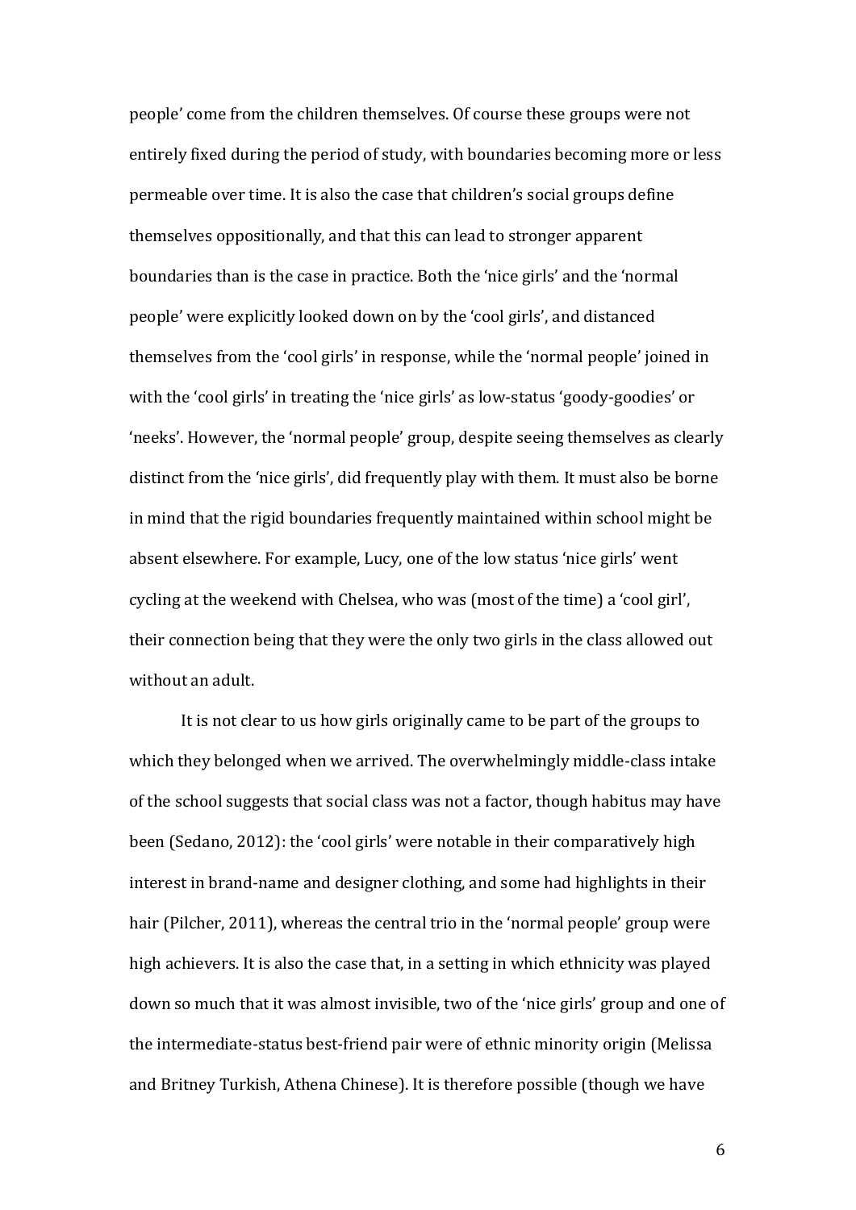people' come from the children themselves. Of course these groups were not entirely fixed during the period of study, with boundaries becoming more or less permeable over time. It is also the case that children's social groups define themselves oppositionally, and that this can lead to stronger apparent boundaries than is the case in practice. Both the 'nice girls' and the 'normal people' were explicitly looked down on by the 'cool girls', and distanced themselves from the 'cool girls' in response, while the 'normal people' joined in with the 'cool girls' in treating the 'nice girls' as low-status 'goody-goodies' or 'neeks'. However, the 'normal people' group, despite seeing themselves as clearly distinct from the 'nice girls', did frequently play with them. It must also be borne in mind that the rigid boundaries frequently maintained within school might be absent elsewhere. For example, Lucy, one of the low status 'nice girls' went cycling at the weekend with Chelsea, who was (most of the time) a 'cool girl', their connection being that they were the only two girls in the class allowed out without an adult.

It is not clear to us how girls originally came to be part of the groups to which they belonged when we arrived. The overwhelmingly middle-class intake of the school suggests that social class was not a factor, though habitus may have been (Sedano, 2012): the 'cool girls' were notable in their comparatively high interest in brand-name and designer clothing, and some had highlights in their hair (Pilcher, 2011), whereas the central trio in the 'normal people' group were high achievers. It is also the case that, in a setting in which ethnicity was played down so much that it was almost invisible, two of the 'nice girls' group and one of the intermediate-status best-friend pair were of ethnic minority origin (Melissa and Britney Turkish, Athena Chinese). It is therefore possible (though we have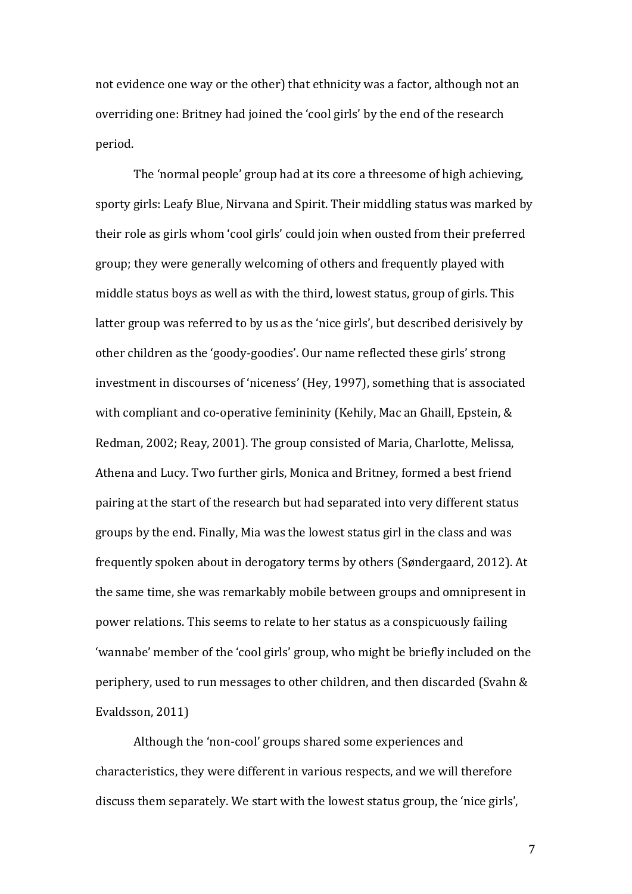not evidence one way or the other) that ethnicity was a factor, although not an overriding one: Britney had joined the 'cool girls' by the end of the research period.

The 'normal people' group had at its core a threesome of high achieving, sporty girls: Leafy Blue, Nirvana and Spirit. Their middling status was marked by their role as girls whom 'cool girls' could join when ousted from their preferred group; they were generally welcoming of others and frequently played with middle status boys as well as with the third, lowest status, group of girls. This latter group was referred to by us as the 'nice girls', but described derisively by other children as the 'goody-goodies'. Our name reflected these girls' strong investment in discourses of 'niceness' (Hey, 1997), something that is associated with compliant and co-operative femininity (Kehily, Mac an Ghaill, Epstein, & Redman, 2002; Reay, 2001). The group consisted of Maria, Charlotte, Melissa, Athena and Lucy. Two further girls, Monica and Britney, formed a best friend pairing at the start of the research but had separated into very different status groups by the end. Finally, Mia was the lowest status girl in the class and was frequently spoken about in derogatory terms by others (Søndergaard, 2012). At the same time, she was remarkably mobile between groups and omnipresent in power relations. This seems to relate to her status as a conspicuously failing 'wannabe' member of the 'cool girls' group, who might be briefly included on the periphery, used to run messages to other children, and then discarded (Svahn & Evaldsson, 2011)

Although the 'non-cool' groups shared some experiences and characteristics, they were different in various respects, and we will therefore discuss them separately. We start with the lowest status group, the 'nice girls',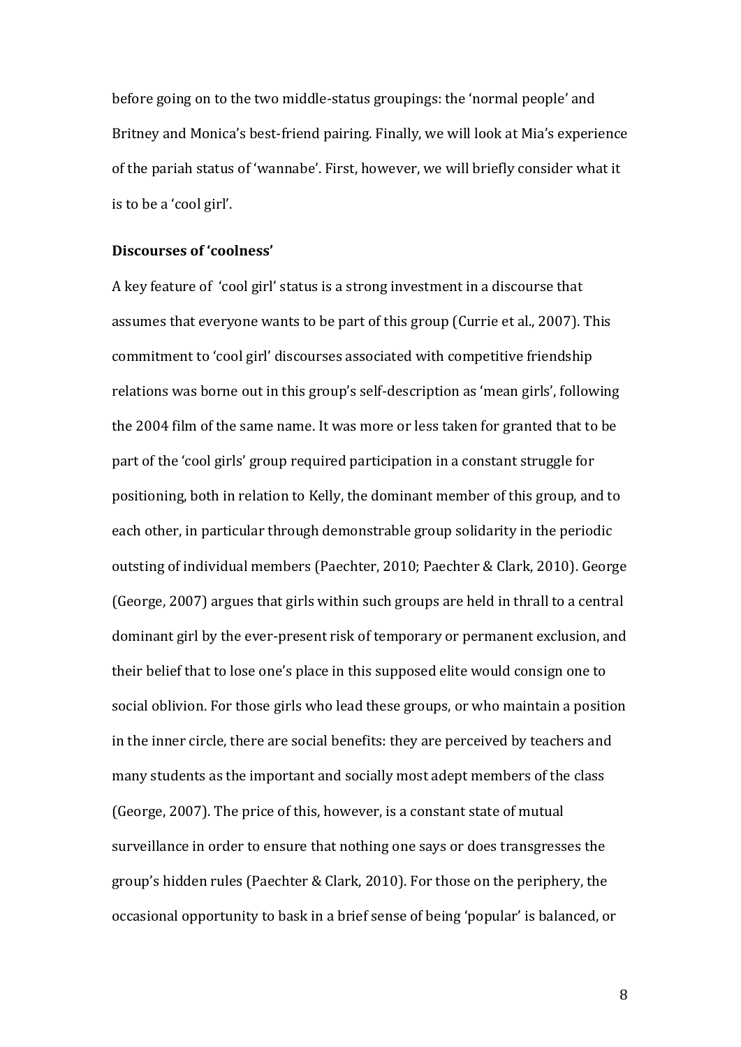before going on to the two middle-status groupings: the 'normal people' and Britney and Monica's best-friend pairing. Finally, we will look at Mia's experience of the pariah status of 'wannabe'. First, however, we will briefly consider what it is to be a 'cool girl'.

**Discourses of 'coolness'**

A key feature of 'cool girl' status is a strong investment in a discourse that assumes that everyone wants to be part of this group (Currie et al., 2007). This commitment to 'cool girl' discourses associated with competitive friendship relations was borne out in this group's self-description as 'mean girls', following the 2004 film of the same name. It was more or less taken for granted that to be part of the 'cool girls' group required participation in a constant struggle for positioning, both in relation to Kelly, the dominant member of this group, and to each other, in particular through demonstrable group solidarity in the periodic outsting of individual members (Paechter, 2010; Paechter & Clark, 2010). George (George, 2007) argues that girls within such groups are held in thrall to a central dominant girl by the ever-present risk of temporary or permanent exclusion, and their belief that to lose one's place in this supposed elite would consign one to social oblivion. For those girls who lead these groups, or who maintain a position in the inner circle, there are social benefits: they are perceived by teachers and many students as the important and socially most adept members of the class (George, 2007). The price of this, however, is a constant state of mutual surveillance in order to ensure that nothing one says or does transgresses the group's hidden rules (Paechter & Clark, 2010). For those on the periphery, the occasional opportunity to bask in a brief sense of being 'popular' is balanced, or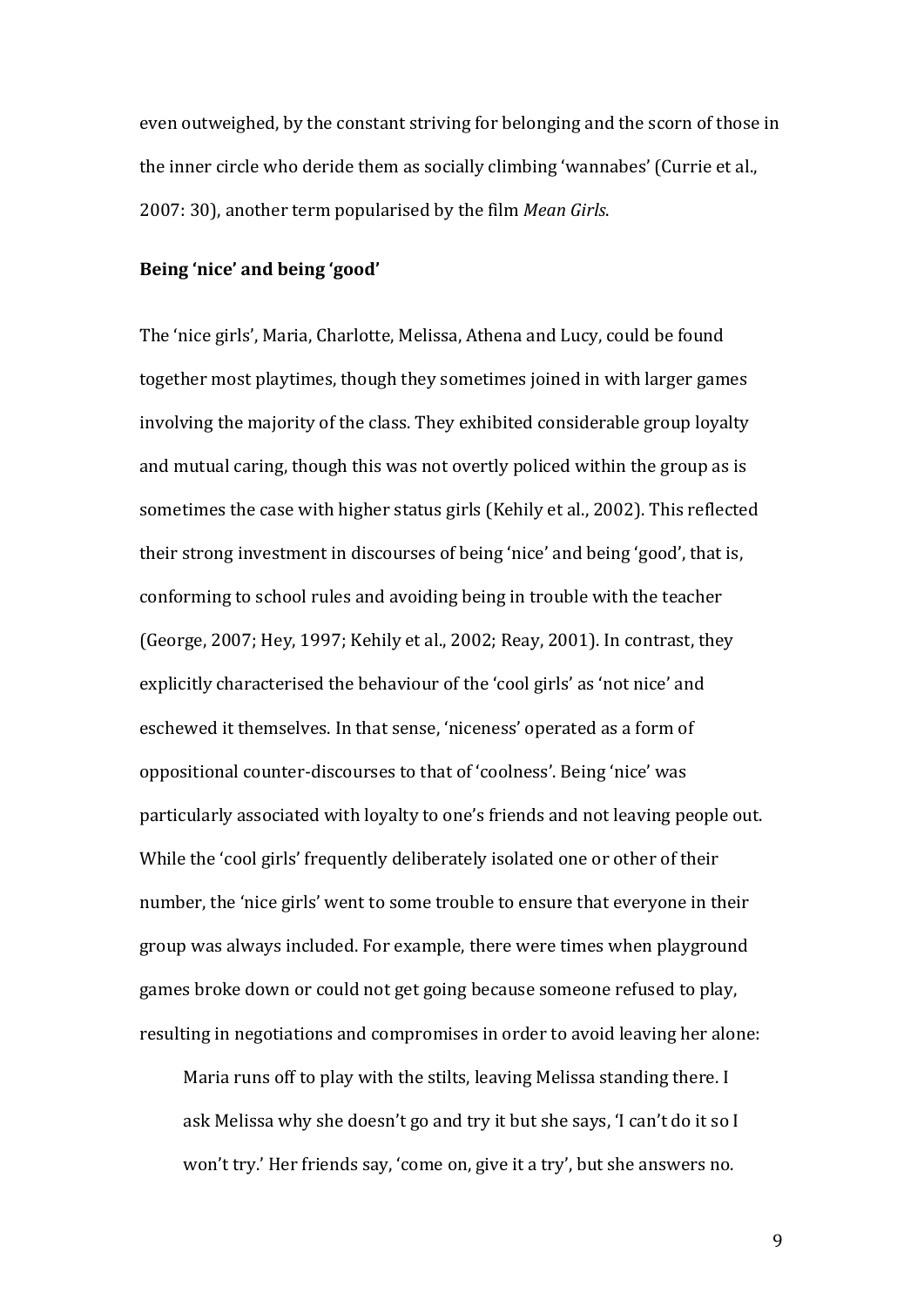even outweighed, by the constant striving for belonging and the scorn of those in the inner circle who deride them as socially climbing 'wannabes' (Currie et al., 2007: 30), another term popularised by the film *Mean Girls*.

## Being 'nice' and being 'good'

The 'nice girls', Maria, Charlotte, Melissa, Athena and Lucy, could be found together most playtimes, though they sometimes joined in with larger games involving the majority of the class. They exhibited considerable group loyalty and mutual caring, though this was not overtly policed within the group as is sometimes the case with higher status girls (Kehily et al., 2002). This reflected their strong investment in discourses of being 'nice' and being 'good', that is, conforming to school rules and avoiding being in trouble with the teacher (George, 2007; Hey, 1997; Kehily et al., 2002; Reay, 2001). In contrast, they explicitly characterised the behaviour of the 'cool girls' as 'not nice' and eschewed it themselves. In that sense, 'niceness' operated as a form of oppositional counter-discourses to that of 'coolness'. Being 'nice' was particularly associated with loyalty to one's friends and not leaving people out. While the 'cool girls' frequently deliberately isolated one or other of their number, the 'nice girls' went to some trouble to ensure that everyone in their group was always included. For example, there were times when playground games broke down or could not get going because someone refused to play, resulting in negotiations and compromises in order to avoid leaving her alone:

> Maria runs off to play with the stilts, leaving Melissa standing there. I ask Melissa why she doesn't go and try it but she says, 'I can't do it so I won't try.' Her friends say, 'come on, give it a try', but she answers no.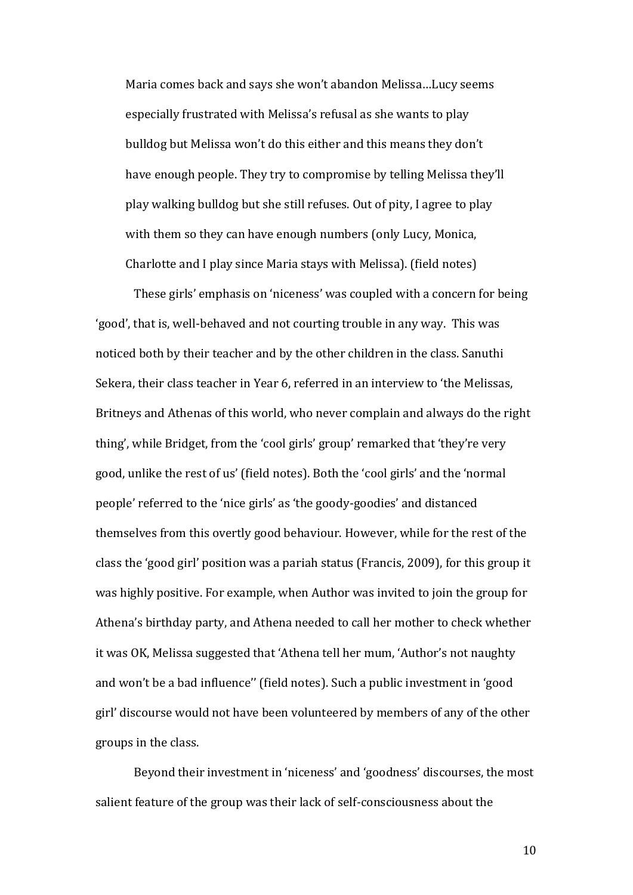> Maria comes back and says she won't abandon Melissa…Lucy seems especially frustrated with Melissa's refusal as she wants to play bulldog but Melissa won't do this either and this means they don't have enough people. They try to compromise by telling Melissa they'll play walking bulldog but she still refuses. Out of pity, I agree to play with them so they can have enough numbers (only Lucy, Monica, Charlotte and I play since Maria stays with Melissa). (field notes)

These girls' emphasis on 'niceness' was coupled with a concern for being 'good', that is, well-behaved and not courting trouble in any way. This was noticed both by their teacher and by the other children in the class. Sanuthi Sekera, their class teacher in Year 6, referred in an interview to 'the Melissas, Britneys and Athenas of this world, who never complain and always do the right thing', while Bridget, from the 'cool girls' group' remarked that 'they're very good, unlike the rest of us' (field notes). Both the 'cool girls' and the 'normal people' referred to the 'nice girls' as 'the goody-goodies' and distanced themselves from this overtly good behaviour. However, while for the rest of the class the 'good girl' position was a pariah status (Francis, 2009), for this group it was highly positive. For example, when Author was invited to join the group for Athena's birthday party, and Athena needed to call her mother to check whether it was OK, Melissa suggested that 'Athena tell her mum, 'Author's not naughty and won't be a bad influence'' (field notes). Such a public investment in 'good girl' discourse would not have been volunteered by members of any of the other groups in the class.

Beyond their investment in 'niceness' and 'goodness' discourses, the most salient feature of the group was their lack of self-consciousness about the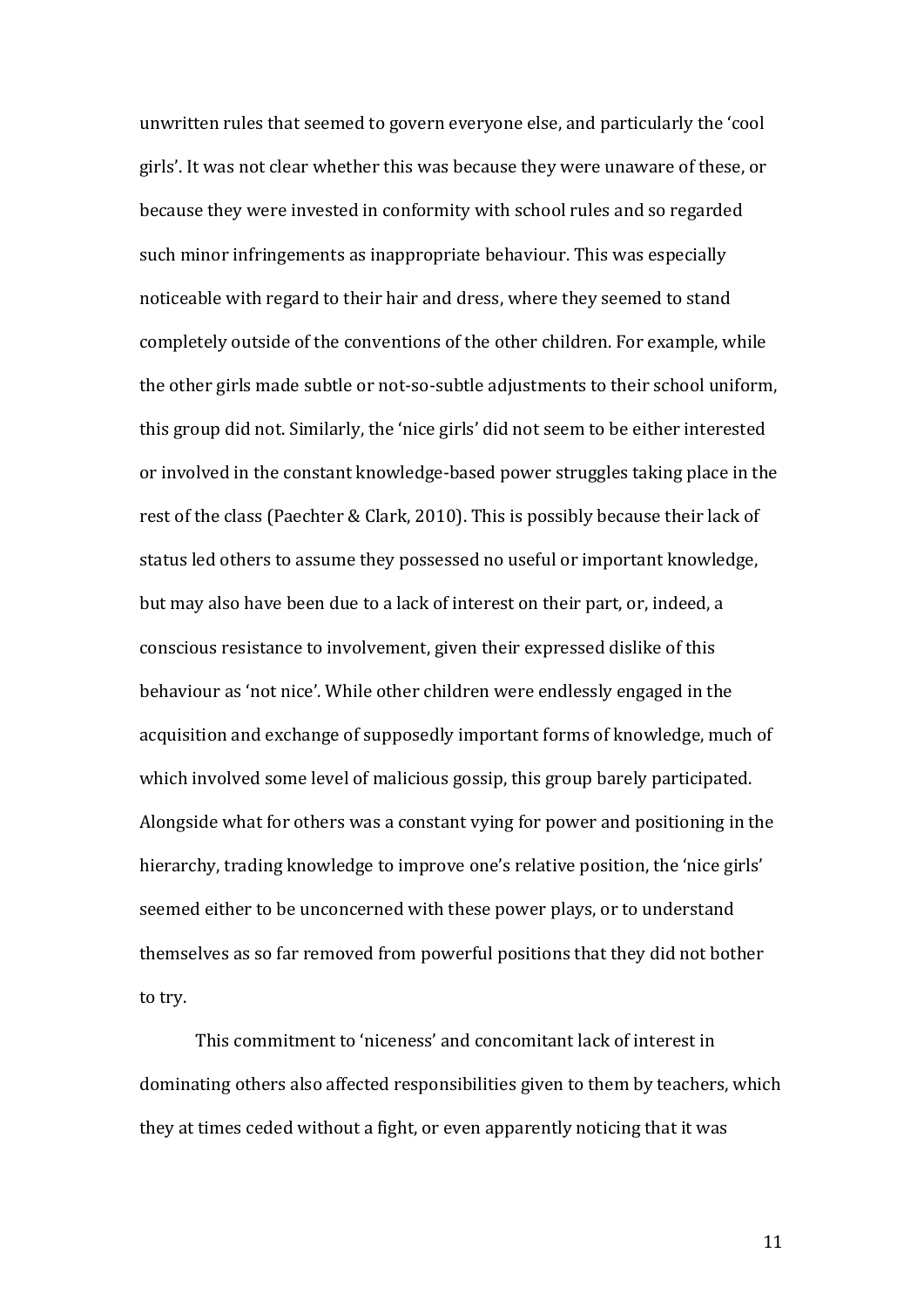unwritten rules that seemed to govern everyone else, and particularly the 'cool girls'. It was not clear whether this was because they were unaware of these, or because they were invested in conformity with school rules and so regarded such minor infringements as inappropriate behaviour. This was especially noticeable with regard to their hair and dress, where they seemed to stand completely outside of the conventions of the other children. For example, while the other girls made subtle or not-so-subtle adjustments to their school uniform, this group did not. Similarly, the 'nice girls' did not seem to be either interested or involved in the constant knowledge-based power struggles taking place in the rest of the class (Paechter & Clark, 2010). This is possibly because their lack of status led others to assume they possessed no useful or important knowledge, but may also have been due to a lack of interest on their part, or, indeed, a conscious resistance to involvement, given their expressed dislike of this behaviour as 'not nice'. While other children were endlessly engaged in the acquisition and exchange of supposedly important forms of knowledge, much of which involved some level of malicious gossip, this group barely participated. Alongside what for others was a constant vying for power and positioning in the hierarchy, trading knowledge to improve one's relative position, the 'nice girls' seemed either to be unconcerned with these power plays, or to understand themselves as so far removed from powerful positions that they did not bother to try.

This commitment to 'niceness' and concomitant lack of interest in dominating others also affected responsibilities given to them by teachers, which they at times ceded without a fight, or even apparently noticing that it was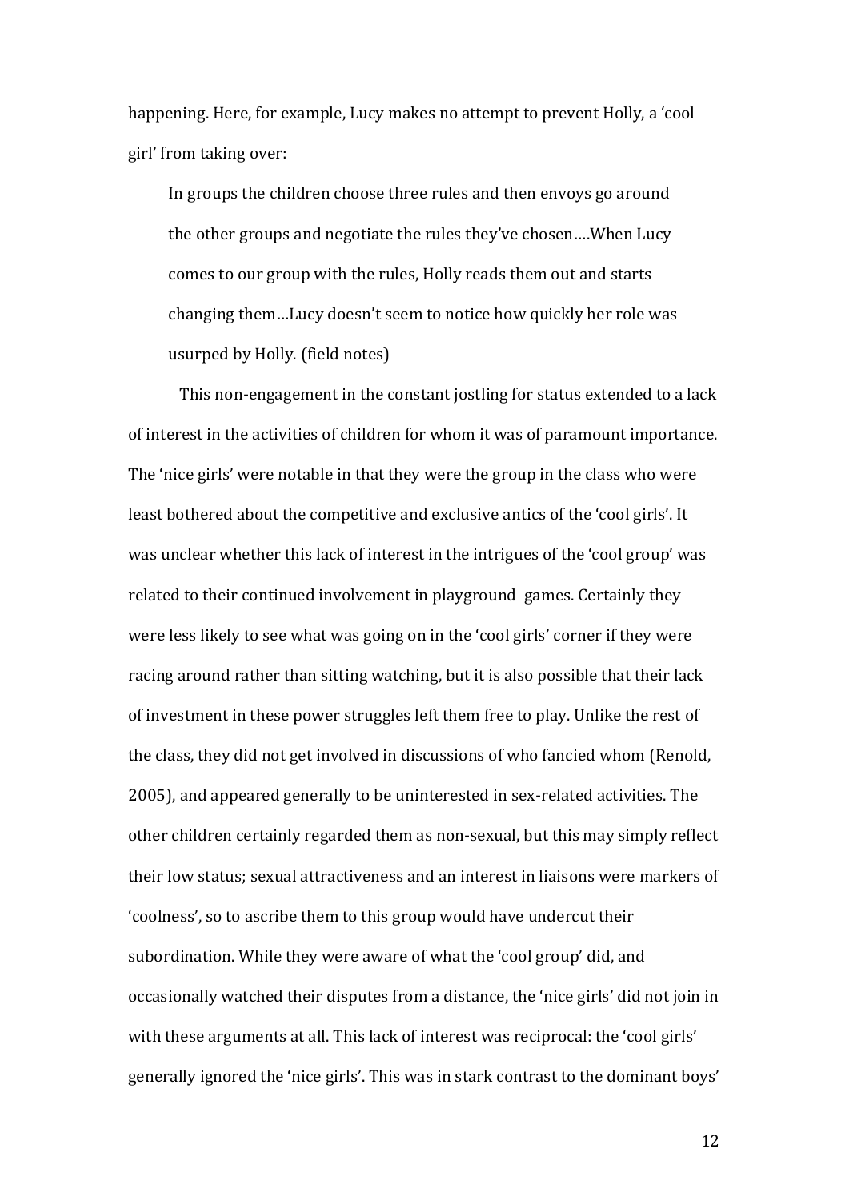happening. Here, for example, Lucy makes no attempt to prevent Holly, a 'cool girl' from taking over:

> In groups the children choose three rules and then envoys go around the other groups and negotiate the rules they've chosen….When Lucy comes to our group with the rules, Holly reads them out and starts changing them…Lucy doesn't seem to notice how quickly her role was usurped by Holly. (field notes)

This non-engagement in the constant jostling for status extended to a lack of interest in the activities of children for whom it was of paramount importance. The 'nice girls' were notable in that they were the group in the class who were least bothered about the competitive and exclusive antics of the 'cool girls'. It was unclear whether this lack of interest in the intrigues of the 'cool group' was related to their continued involvement in playground games. Certainly they were less likely to see what was going on in the 'cool girls' corner if they were racing around rather than sitting watching, but it is also possible that their lack of investment in these power struggles left them free to play. Unlike the rest of the class, they did not get involved in discussions of who fancied whom (Renold, 2005), and appeared generally to be uninterested in sex-related activities. The other children certainly regarded them as non-sexual, but this may simply reflect their low status; sexual attractiveness and an interest in liaisons were markers of 'coolness', so to ascribe them to this group would have undercut their subordination. While they were aware of what the 'cool group' did, and occasionally watched their disputes from a distance, the 'nice girls' did not join in with these arguments at all. This lack of interest was reciprocal: the 'cool girls' generally ignored the 'nice girls'. This was in stark contrast to the dominant boys'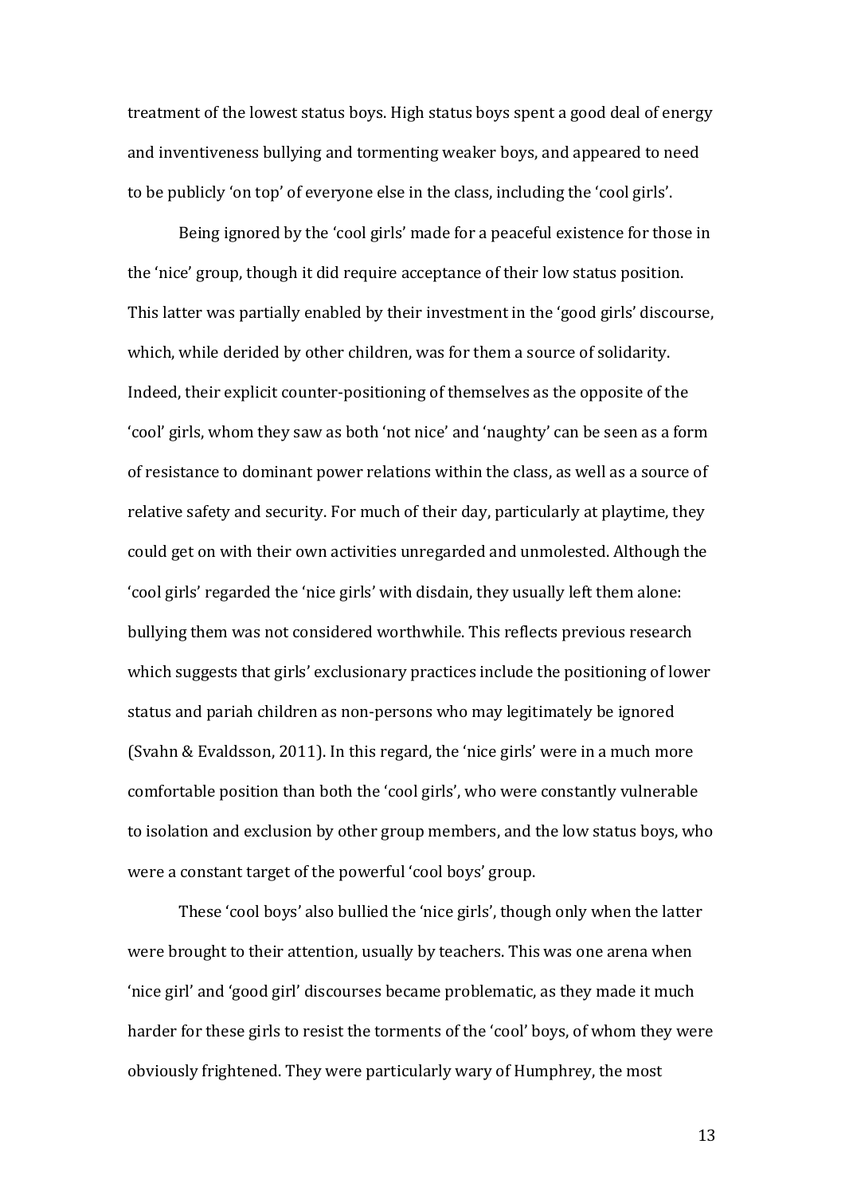treatment of the lowest status boys. High status boys spent a good deal of energy and inventiveness bullying and tormenting weaker boys, and appeared to need to be publicly 'on top' of everyone else in the class, including the 'cool girls'.

Being ignored by the 'cool girls' made for a peaceful existence for those in the 'nice' group, though it did require acceptance of their low status position. This latter was partially enabled by their investment in the 'good girls' discourse, which, while derided by other children, was for them a source of solidarity. Indeed, their explicit counter-positioning of themselves as the opposite of the 'cool' girls, whom they saw as both 'not nice' and 'naughty' can be seen as a form of resistance to dominant power relations within the class, as well as a source of relative safety and security. For much of their day, particularly at playtime, they could get on with their own activities unregarded and unmolested. Although the 'cool girls' regarded the 'nice girls' with disdain, they usually left them alone: bullying them was not considered worthwhile. This reflects previous research which suggests that girls' exclusionary practices include the positioning of lower status and pariah children as non-persons who may legitimately be ignored (Svahn & Evaldsson, 2011). In this regard, the 'nice girls' were in a much more comfortable position than both the 'cool girls', who were constantly vulnerable to isolation and exclusion by other group members, and the low status boys, who were a constant target of the powerful 'cool boys' group.

These 'cool boys' also bullied the 'nice girls', though only when the latter were brought to their attention, usually by teachers. This was one arena when 'nice girl' and 'good girl' discourses became problematic, as they made it much harder for these girls to resist the torments of the 'cool' boys, of whom they were obviously frightened. They were particularly wary of Humphrey, the most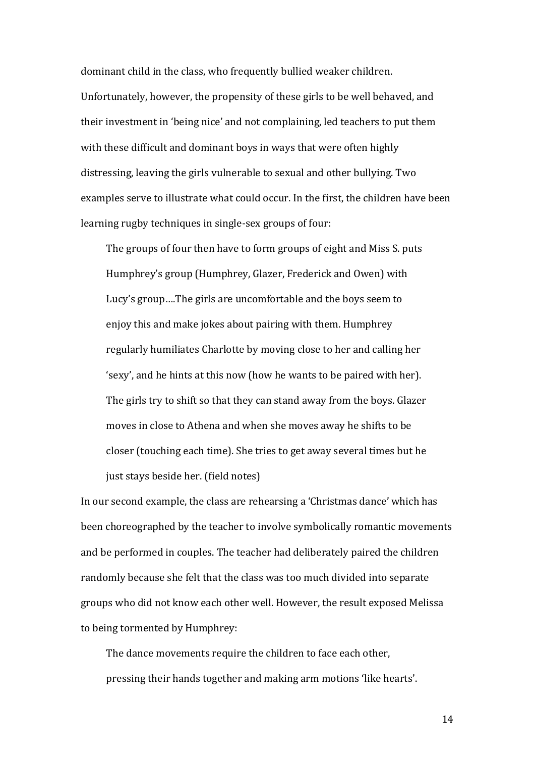dominant child in the class, who frequently bullied weaker children. Unfortunately, however, the propensity of these girls to be well behaved, and their investment in 'being nice' and not complaining, led teachers to put them with these difficult and dominant boys in ways that were often highly distressing, leaving the girls vulnerable to sexual and other bullying. Two examples serve to illustrate what could occur. In the first, the children have been learning rugby techniques in single-sex groups of four:

> The groups of four then have to form groups of eight and Miss S. puts Humphrey's group (Humphrey, Glazer, Frederick and Owen) with Lucy's group….The girls are uncomfortable and the boys seem to enjoy this and make jokes about pairing with them. Humphrey regularly humiliates Charlotte by moving close to her and calling her 'sexy', and he hints at this now (how he wants to be paired with her). The girls try to shift so that they can stand away from the boys. Glazer moves in close to Athena and when she moves away he shifts to be closer (touching each time). She tries to get away several times but he just stays beside her. (field notes)

In our second example, the class are rehearsing a 'Christmas dance' which has been choreographed by the teacher to involve symbolically romantic movements and be performed in couples. The teacher had deliberately paired the children randomly because she felt that the class was too much divided into separate groups who did not know each other well. However, the result exposed Melissa to being tormented by Humphrey:

> The dance movements require the children to face each other, pressing their hands together and making arm motions 'like hearts'.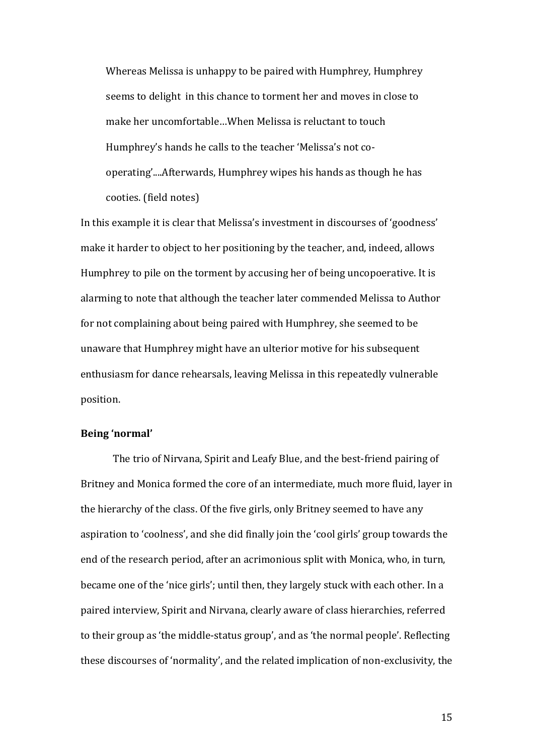> Whereas Melissa is unhappy to be paired with Humphrey, Humphrey seems to delight in this chance to torment her and moves in close to make her uncomfortable…When Melissa is reluctant to touch Humphrey's hands he calls to the teacher 'Melissa's not co-operating'....Afterwards, Humphrey wipes his hands as though he has cooties. (field notes)

In this example it is clear that Melissa's investment in discourses of 'goodness' make it harder to object to her positioning by the teacher, and, indeed, allows Humphrey to pile on the torment by accusing her of being uncopoerative. It is alarming to note that although the teacher later commended Melissa to Author for not complaining about being paired with Humphrey, she seemed to be unaware that Humphrey might have an ulterior motive for his subsequent enthusiasm for dance rehearsals, leaving Melissa in this repeatedly vulnerable position.

**Being 'normal'**

The trio of Nirvana, Spirit and Leafy Blue, and the best-friend pairing of Britney and Monica formed the core of an intermediate, much more fluid, layer in the hierarchy of the class. Of the five girls, only Britney seemed to have any aspiration to 'coolness', and she did finally join the 'cool girls' group towards the end of the research period, after an acrimonious split with Monica, who, in turn, became one of the 'nice girls'; until then, they largely stuck with each other. In a paired interview, Spirit and Nirvana, clearly aware of class hierarchies, referred to their group as 'the middle-status group', and as 'the normal people'. Reflecting these discourses of 'normality', and the related implication of non-exclusivity, the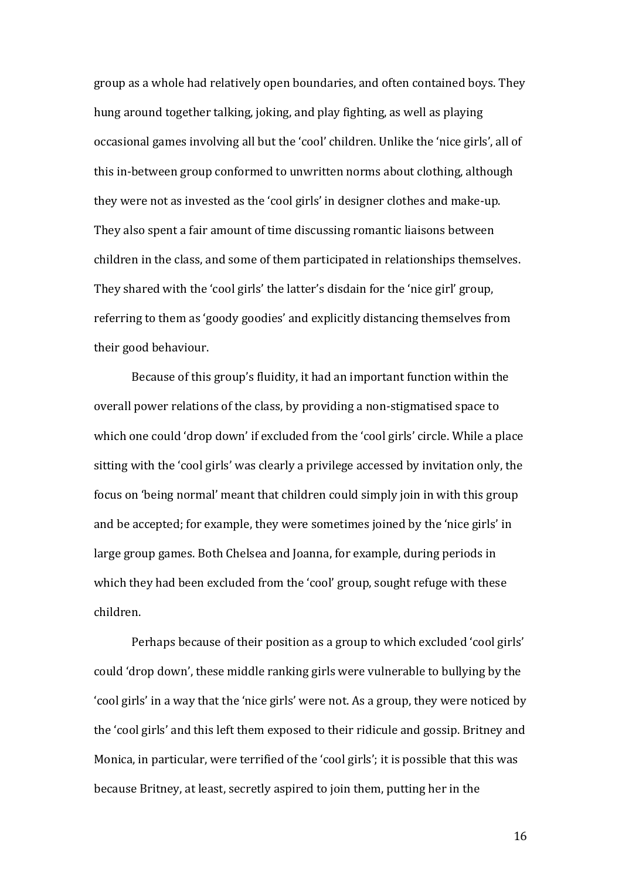group as a whole had relatively open boundaries, and often contained boys. They hung around together talking, joking, and play fighting, as well as playing occasional games involving all but the 'cool' children. Unlike the 'nice girls', all of this in-between group conformed to unwritten norms about clothing, although they were not as invested as the 'cool girls' in designer clothes and make-up. They also spent a fair amount of time discussing romantic liaisons between children in the class, and some of them participated in relationships themselves. They shared with the 'cool girls' the latter's disdain for the 'nice girl' group, referring to them as 'goody goodies' and explicitly distancing themselves from their good behaviour.

Because of this group's fluidity, it had an important function within the overall power relations of the class, by providing a non-stigmatised space to which one could 'drop down' if excluded from the 'cool girls' circle. While a place sitting with the 'cool girls' was clearly a privilege accessed by invitation only, the focus on 'being normal' meant that children could simply join in with this group and be accepted; for example, they were sometimes joined by the 'nice girls' in large group games. Both Chelsea and Joanna, for example, during periods in which they had been excluded from the 'cool' group, sought refuge with these children.

Perhaps because of their position as a group to which excluded 'cool girls' could 'drop down', these middle ranking girls were vulnerable to bullying by the 'cool girls' in a way that the 'nice girls' were not. As a group, they were noticed by the 'cool girls' and this left them exposed to their ridicule and gossip. Britney and Monica, in particular, were terrified of the 'cool girls'; it is possible that this was because Britney, at least, secretly aspired to join them, putting her in the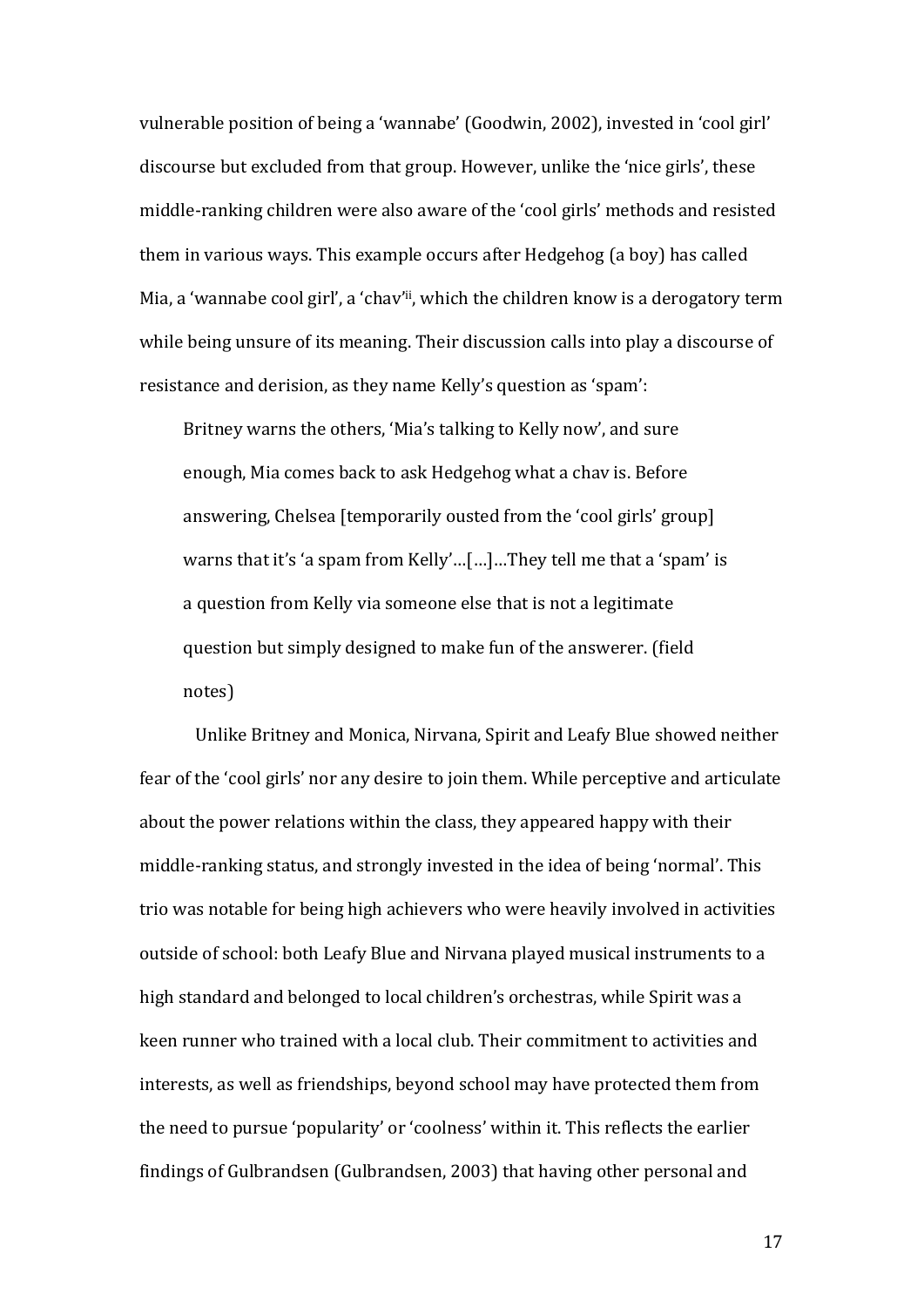vulnerable position of being a 'wannabe' (Goodwin, 2002), invested in 'cool girl' discourse but excluded from that group. However, unlike the 'nice girls', these middle-ranking children were also aware of the 'cool girls' methods and resisted them in various ways. This example occurs after Hedgehog (a boy) has called Mia, a 'wannabe cool girl', a 'chav'[ii], which the children know is a derogatory term while being unsure of its meaning. Their discussion calls into play a discourse of resistance and derision, as they name Kelly's question as 'spam':

> Britney warns the others, 'Mia's talking to Kelly now', and sure enough, Mia comes back to ask Hedgehog what a chav is. Before answering, Chelsea [temporarily ousted from the 'cool girls' group] warns that it's 'a spam from Kelly'…[…]…They tell me that a 'spam' is a question from Kelly via someone else that is not a legitimate question but simply designed to make fun of the answerer. (field notes)

Unlike Britney and Monica, Nirvana, Spirit and Leafy Blue showed neither fear of the 'cool girls' nor any desire to join them. While perceptive and articulate about the power relations within the class, they appeared happy with their middle-ranking status, and strongly invested in the idea of being 'normal'. This trio was notable for being high achievers who were heavily involved in activities outside of school: both Leafy Blue and Nirvana played musical instruments to a high standard and belonged to local children's orchestras, while Spirit was a keen runner who trained with a local club. Their commitment to activities and interests, as well as friendships, beyond school may have protected them from the need to pursue 'popularity' or 'coolness' within it. This reflects the earlier findings of Gulbrandsen (Gulbrandsen, 2003) that having other personal and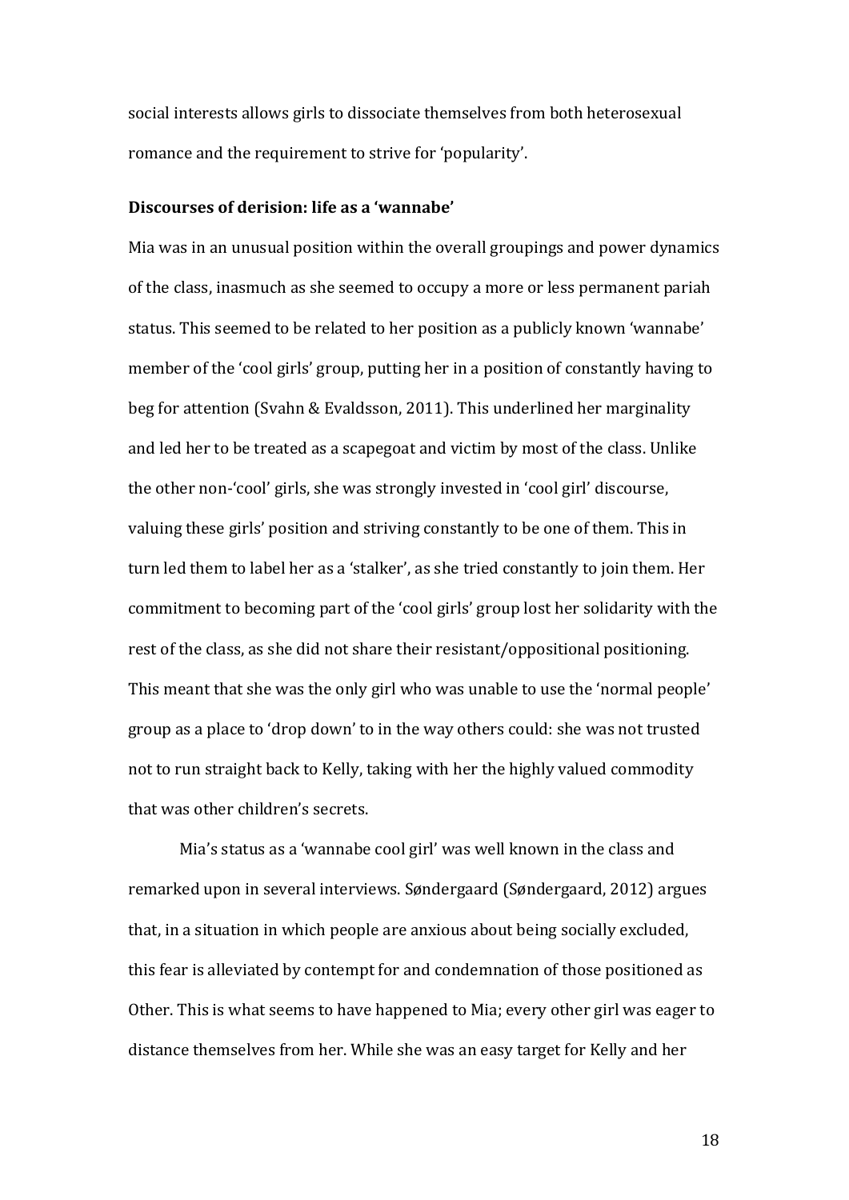social interests allows girls to dissociate themselves from both heterosexual romance and the requirement to strive for 'popularity'.

### Discourses of derision: life as a 'wannabe'

Mia was in an unusual position within the overall groupings and power dynamics of the class, inasmuch as she seemed to occupy a more or less permanent pariah status. This seemed to be related to her position as a publicly known 'wannabe' member of the 'cool girls' group, putting her in a position of constantly having to beg for attention (Svahn & Evaldsson, 2011). This underlined her marginality and led her to be treated as a scapegoat and victim by most of the class. Unlike the other non-'cool' girls, she was strongly invested in 'cool girl' discourse, valuing these girls' position and striving constantly to be one of them. This in turn led them to label her as a 'stalker', as she tried constantly to join them. Her commitment to becoming part of the 'cool girls' group lost her solidarity with the rest of the class, as she did not share their resistant/oppositional positioning. This meant that she was the only girl who was unable to use the 'normal people' group as a place to 'drop down' to in the way others could: she was not trusted not to run straight back to Kelly, taking with her the highly valued commodity that was other children's secrets.

Mia's status as a 'wannabe cool girl' was well known in the class and remarked upon in several interviews. Søndergaard (Søndergaard, 2012) argues that, in a situation in which people are anxious about being socially excluded, this fear is alleviated by contempt for and condemnation of those positioned as Other. This is what seems to have happened to Mia; every other girl was eager to distance themselves from her. While she was an easy target for Kelly and her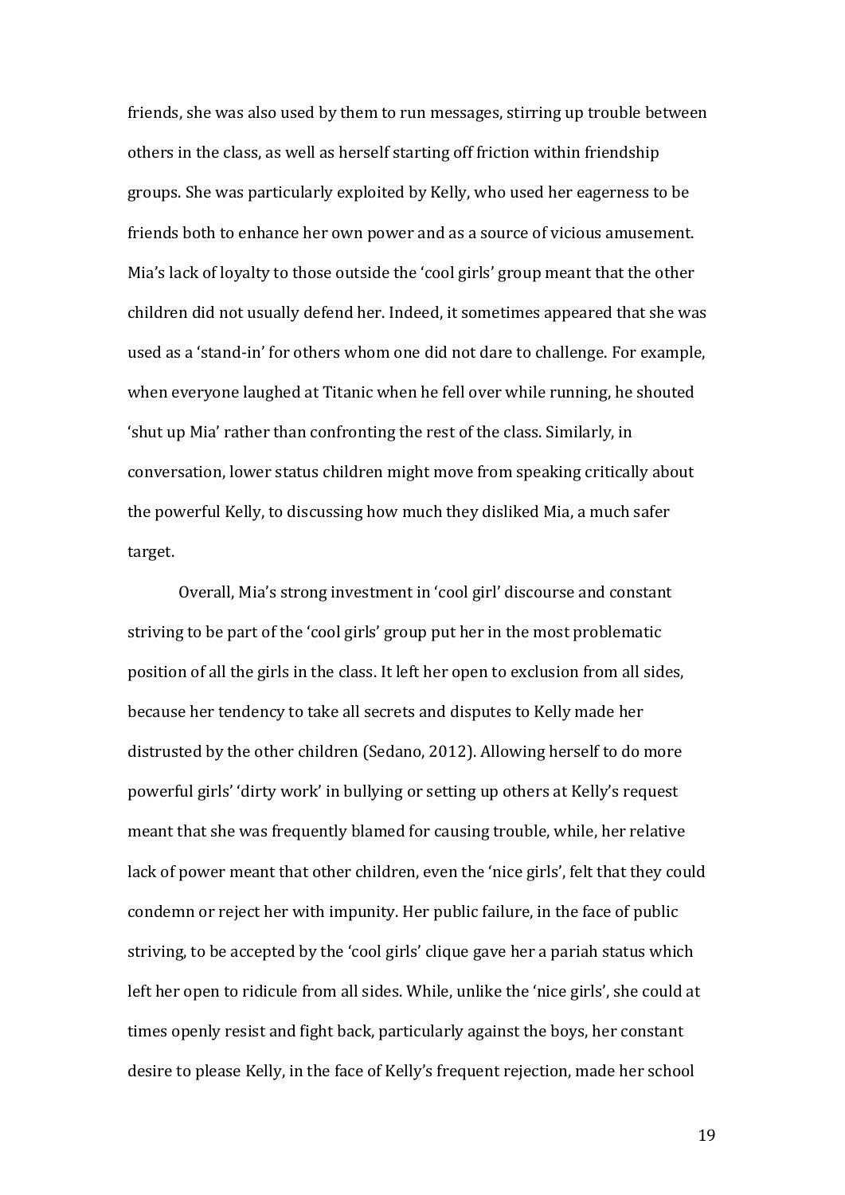friends, she was also used by them to run messages, stirring up trouble between others in the class, as well as herself starting off friction within friendship groups. She was particularly exploited by Kelly, who used her eagerness to be friends both to enhance her own power and as a source of vicious amusement. Mia's lack of loyalty to those outside the 'cool girls' group meant that the other children did not usually defend her. Indeed, it sometimes appeared that she was used as a 'stand-in' for others whom one did not dare to challenge. For example, when everyone laughed at Titanic when he fell over while running, he shouted 'shut up Mia' rather than confronting the rest of the class. Similarly, in conversation, lower status children might move from speaking critically about the powerful Kelly, to discussing how much they disliked Mia, a much safer target.

Overall, Mia's strong investment in 'cool girl' discourse and constant striving to be part of the 'cool girls' group put her in the most problematic position of all the girls in the class. It left her open to exclusion from all sides, because her tendency to take all secrets and disputes to Kelly made her distrusted by the other children (Sedano, 2012). Allowing herself to do more powerful girls' 'dirty work' in bullying or setting up others at Kelly's request meant that she was frequently blamed for causing trouble, while, her relative lack of power meant that other children, even the 'nice girls', felt that they could condemn or reject her with impunity. Her public failure, in the face of public striving, to be accepted by the 'cool girls' clique gave her a pariah status which left her open to ridicule from all sides. While, unlike the 'nice girls', she could at times openly resist and fight back, particularly against the boys, her constant desire to please Kelly, in the face of Kelly's frequent rejection, made her school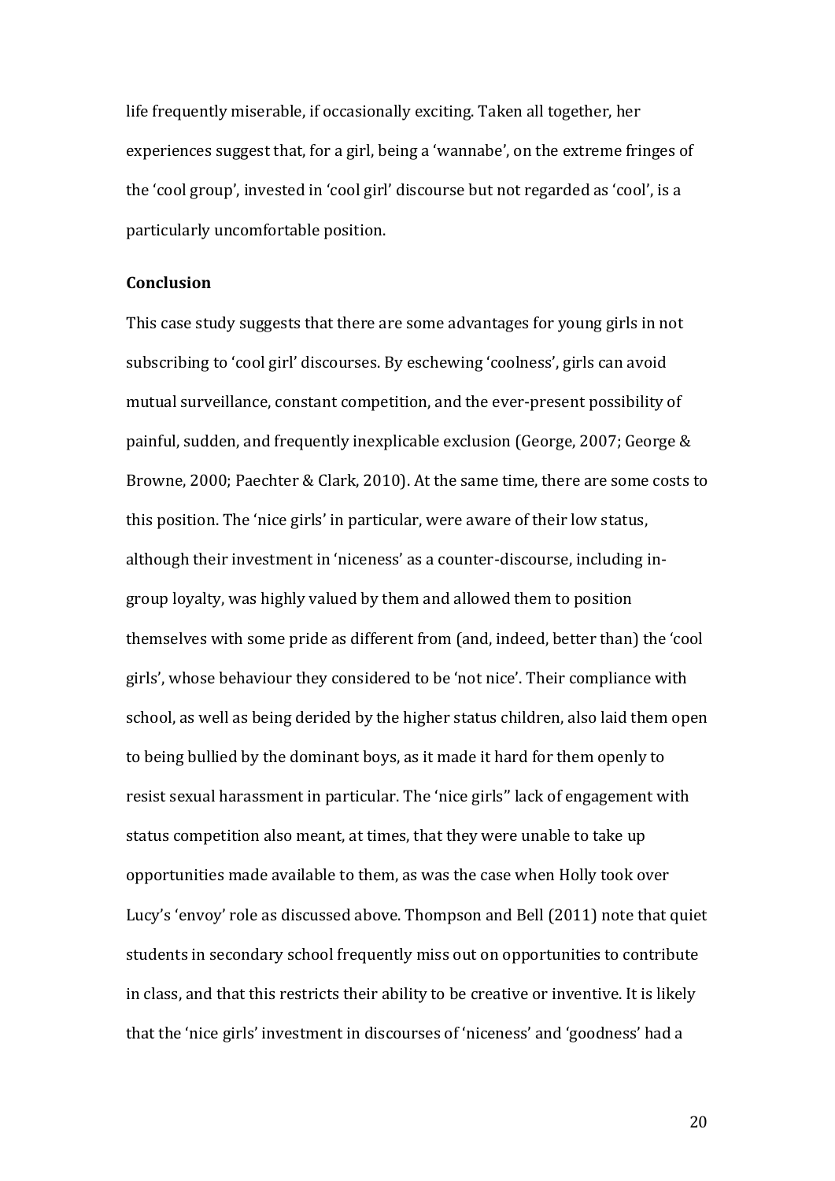life frequently miserable, if occasionally exciting. Taken all together, her experiences suggest that, for a girl, being a 'wannabe', on the extreme fringes of the 'cool group', invested in 'cool girl' discourse but not regarded as 'cool', is a particularly uncomfortable position.

**Conclusion**

This case study suggests that there are some advantages for young girls in not subscribing to 'cool girl' discourses. By eschewing 'coolness', girls can avoid mutual surveillance, constant competition, and the ever-present possibility of painful, sudden, and frequently inexplicable exclusion (George, 2007; George & Browne, 2000; Paechter & Clark, 2010). At the same time, there are some costs to this position. The 'nice girls' in particular, were aware of their low status, although their investment in 'niceness' as a counter-discourse, including in-group loyalty, was highly valued by them and allowed them to position themselves with some pride as different from (and, indeed, better than) the 'cool girls', whose behaviour they considered to be 'not nice'. Their compliance with school, as well as being derided by the higher status children, also laid them open to being bullied by the dominant boys, as it made it hard for them openly to resist sexual harassment in particular. The 'nice girls'' lack of engagement with status competition also meant, at times, that they were unable to take up opportunities made available to them, as was the case when Holly took over Lucy's 'envoy' role as discussed above. Thompson and Bell (2011) note that quiet students in secondary school frequently miss out on opportunities to contribute in class, and that this restricts their ability to be creative or inventive. It is likely that the 'nice girls' investment in discourses of 'niceness' and 'goodness' had a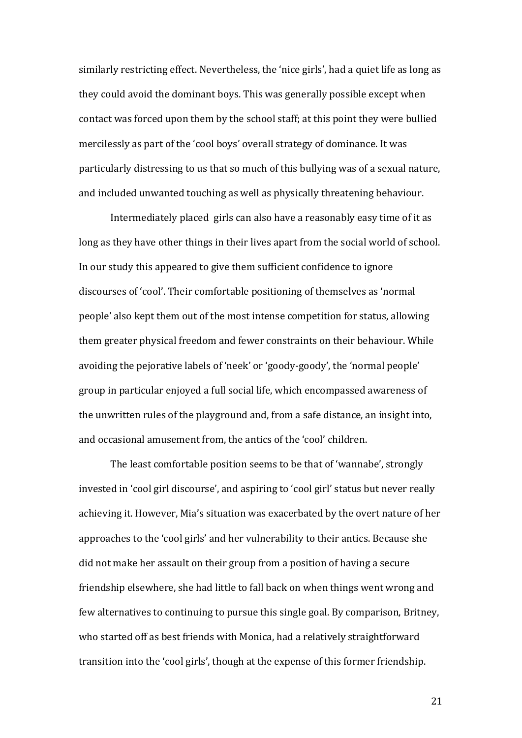similarly restricting effect. Nevertheless, the 'nice girls', had a quiet life as long as they could avoid the dominant boys. This was generally possible except when contact was forced upon them by the school staff; at this point they were bullied mercilessly as part of the 'cool boys' overall strategy of dominance. It was particularly distressing to us that so much of this bullying was of a sexual nature, and included unwanted touching as well as physically threatening behaviour.

Intermediately placed girls can also have a reasonably easy time of it as long as they have other things in their lives apart from the social world of school. In our study this appeared to give them sufficient confidence to ignore discourses of 'cool'. Their comfortable positioning of themselves as 'normal people' also kept them out of the most intense competition for status, allowing them greater physical freedom and fewer constraints on their behaviour. While avoiding the pejorative labels of 'neek' or 'goody-goody', the 'normal people' group in particular enjoyed a full social life, which encompassed awareness of the unwritten rules of the playground and, from a safe distance, an insight into, and occasional amusement from, the antics of the 'cool' children.

The least comfortable position seems to be that of 'wannabe', strongly invested in 'cool girl discourse', and aspiring to 'cool girl' status but never really achieving it. However, Mia's situation was exacerbated by the overt nature of her approaches to the 'cool girls' and her vulnerability to their antics. Because she did not make her assault on their group from a position of having a secure friendship elsewhere, she had little to fall back on when things went wrong and few alternatives to continuing to pursue this single goal. By comparison, Britney, who started off as best friends with Monica, had a relatively straightforward transition into the 'cool girls', though at the expense of this former friendship.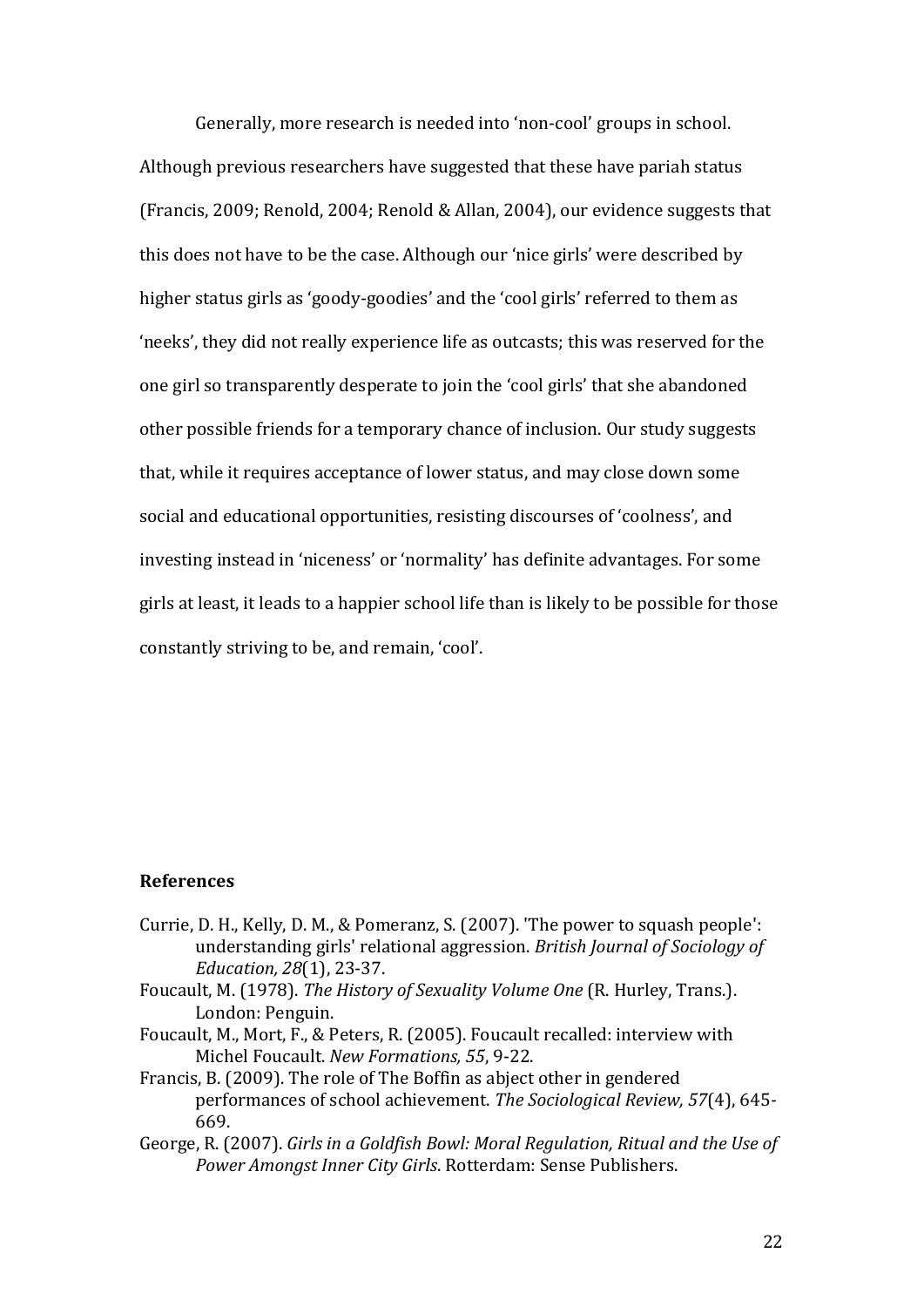Generally, more research is needed into 'non-cool' groups in school. Although previous researchers have suggested that these have pariah status (Francis, 2009; Renold, 2004; Renold & Allan, 2004), our evidence suggests that this does not have to be the case. Although our 'nice girls' were described by higher status girls as 'goody-goodies' and the 'cool girls' referred to them as 'neeks', they did not really experience life as outcasts; this was reserved for the one girl so transparently desperate to join the 'cool girls' that she abandoned other possible friends for a temporary chance of inclusion. Our study suggests that, while it requires acceptance of lower status, and may close down some social and educational opportunities, resisting discourses of 'coolness', and investing instead in 'niceness' or 'normality' has definite advantages. For some girls at least, it leads to a happier school life than is likely to be possible for those constantly striving to be, and remain, 'cool'.

## References

Currie, D. H., Kelly, D. M., & Pomeranz, S. (2007). 'The power to squash people': understanding girls' relational aggression. *British Journal of Sociology of Education, 28*(1), 23-37.

Foucault, M. (1978). *The History of Sexuality Volume One* (R. Hurley, Trans.). London: Penguin.

Foucault, M., Mort, F., & Peters, R. (2005). Foucault recalled: interview with Michel Foucault. *New Formations, 55*, 9-22.

Francis, B. (2009). The role of The Boffin as abject other in gendered performances of school achievement. *The Sociological Review, 57*(4), 645-669.

George, R. (2007). *Girls in a Goldfish Bowl: Moral Regulation, Ritual and the Use of Power Amongst Inner City Girls*. Rotterdam: Sense Publishers.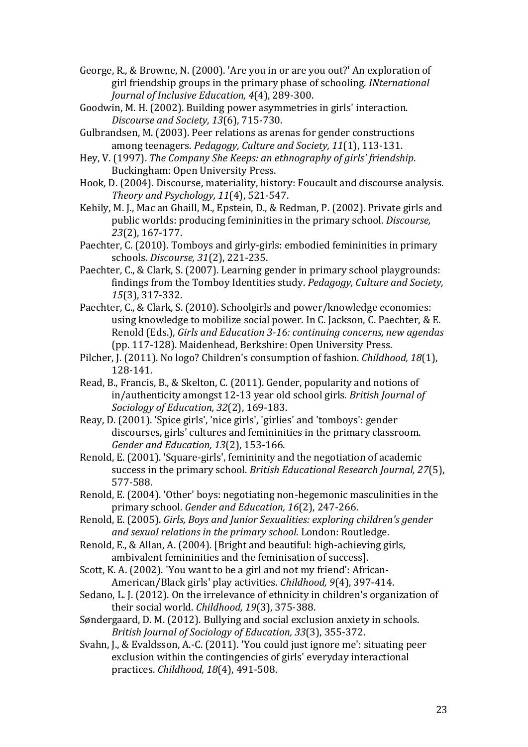George, R., & Browne, N. (2000). 'Are you in or are you out?' An exploration of girl friendship groups in the primary phase of schooling. *INternational Journal of Inclusive Education, 4*(4), 289-300.

Goodwin, M. H. (2002). Building power asymmetries in girls' interaction. *Discourse and Society, 13*(6), 715-730.

Gulbrandsen, M. (2003). Peer relations as arenas for gender constructions among teenagers. *Pedagogy, Culture and Society, 11*(1), 113-131.

Hey, V. (1997). *The Company She Keeps: an ethnography of girls' friendship*. Buckingham: Open University Press.

Hook, D. (2004). Discourse, materiality, history: Foucault and discourse analysis. *Theory and Psychology, 11*(4), 521-547.

Kehily, M. J., Mac an Ghaill, M., Epstein, D., & Redman, P. (2002). Private girls and public worlds: producing femininities in the primary school. *Discourse, 23*(2), 167-177.

Paechter, C. (2010). Tomboys and girly-girls: embodied femininities in primary schools. *Discourse, 31*(2), 221-235.

Paechter, C., & Clark, S. (2007). Learning gender in primary school playgrounds: findings from the Tomboy Identities study. *Pedagogy, Culture and Society, 15*(3), 317-332.

Paechter, C., & Clark, S. (2010). Schoolgirls and power/knowledge economies: using knowledge to mobilize social power. In C. Jackson, C. Paechter, & E. Renold (Eds.), *Girls and Education 3-16: continuing concerns, new agendas* (pp. 117-128). Maidenhead, Berkshire: Open University Press.

Pilcher, J. (2011). No logo? Children's consumption of fashion. *Childhood, 18*(1), 128-141.

Read, B., Francis, B., & Skelton, C. (2011). Gender, popularity and notions of in/authenticity amongst 12-13 year old school girls. *British Journal of Sociology of Education, 32*(2), 169-183.

Reay, D. (2001). 'Spice girls', 'nice girls', 'girlies' and 'tomboys': gender discourses, girls' cultures and femininities in the primary classroom. *Gender and Education, 13*(2), 153-166.

Renold, E. (2001). 'Square-girls', femininity and the negotiation of academic success in the primary school. *British Educational Research Journal, 27*(5), 577-588.

Renold, E. (2004). 'Other' boys: negotiating non-hegemonic masculinities in the primary school. *Gender and Education, 16*(2), 247-266.

Renold, E. (2005). *Girls, Boys and Junior Sexualities: exploring children's gender and sexual relations in the primary school*. London: Routledge.

Renold, E., & Allan, A. (2004). [Bright and beautiful: high-achieving girls, ambivalent femininities and the feminisation of success].

Scott, K. A. (2002). 'You want to be a girl and not my friend': African-American/Black girls' play activities. *Childhood, 9*(4), 397-414.

Sedano, L. J. (2012). On the irrelevance of ethnicity in children's organization of their social world. *Childhood, 19*(3), 375-388.

Søndergaard, D. M. (2012). Bullying and social exclusion anxiety in schools. *British Journal of Sociology of Education, 33*(3), 355-372.

Svahn, J., & Evaldsson, A.-C. (2011). 'You could just ignore me': situating peer exclusion within the contingencies of girls' everyday interactional practices. *Childhood, 18*(4), 491-508.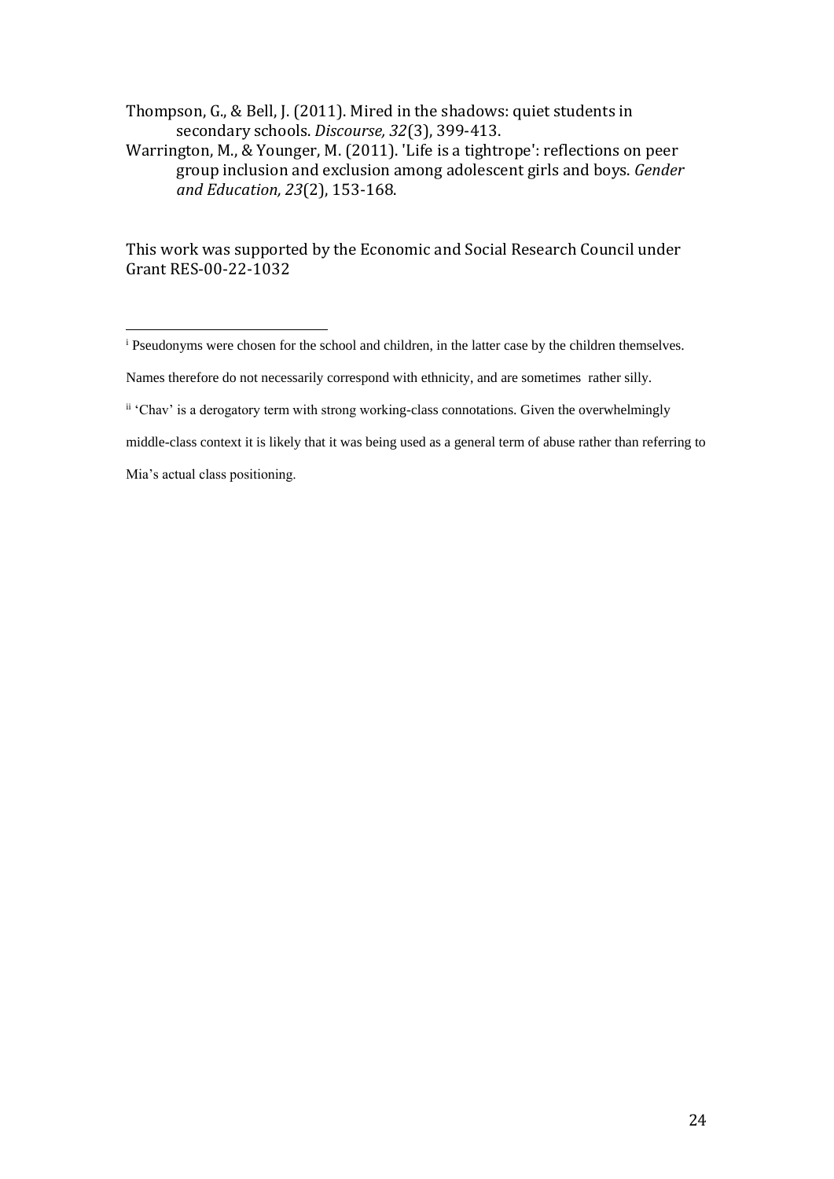Thompson, G., & Bell, J. (2011). Mired in the shadows: quiet students in secondary schools. *Discourse, 32*(3), 399-413.

Warrington, M., & Younger, M. (2011). 'Life is a tightrope': reflections on peer group inclusion and exclusion among adolescent girls and boys. *Gender and Education, 23*(2), 153-168.

This work was supported by the Economic and Social Research Council under Grant RES-00-22-1032

---

[i] Pseudonyms were chosen for the school and children, in the latter case by the children themselves. Names therefore do not necessarily correspond with ethnicity, and are sometimes rather silly.

[ii] 'Chav' is a derogatory term with strong working-class connotations. Given the overwhelmingly middle-class context it is likely that it was being used as a general term of abuse rather than referring to Mia's actual class positioning.